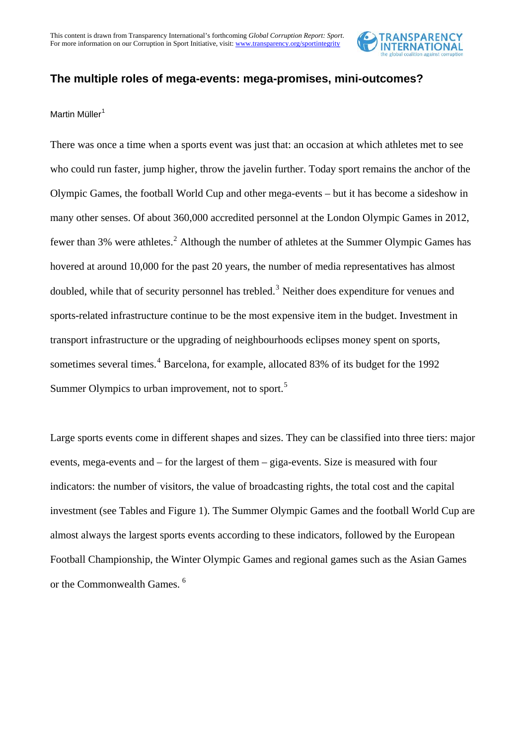This content is drawn from Transparency International's forthcoming *Global Corruption Report: Sport*. For more information on our Corruption in Sport Initiative, visit: www.transparency.org/sportintegrity

## The multiple roles of mega-events: mega-promises, mini-outcomes?

Martin Müller[1]

There was once a time when a sports event was just that: an occasion at which athletes met to see who could run faster, jump higher, throw the javelin further. Today sport remains the anchor of the Olympic Games, the football World Cup and other mega-events – but it has become a sideshow in many other senses. Of about 360,000 accredited personnel at the London Olympic Games in 2012, fewer than 3% were athletes.[2] Although the number of athletes at the Summer Olympic Games has hovered at around 10,000 for the past 20 years, the number of media representatives has almost doubled, while that of security personnel has trebled.[3] Neither does expenditure for venues and sports-related infrastructure continue to be the most expensive item in the budget. Investment in transport infrastructure or the upgrading of neighbourhoods eclipses money spent on sports, sometimes several times.[4] Barcelona, for example, allocated 83% of its budget for the 1992 Summer Olympics to urban improvement, not to sport.[5]

Large sports events come in different shapes and sizes. They can be classified into three tiers: major events, mega-events and – for the largest of them – giga-events. Size is measured with four indicators: the number of visitors, the value of broadcasting rights, the total cost and the capital investment (see Tables and Figure 1). The Summer Olympic Games and the football World Cup are almost always the largest sports events according to these indicators, followed by the European Football Championship, the Winter Olympic Games and regional games such as the Asian Games or the Commonwealth Games.[6]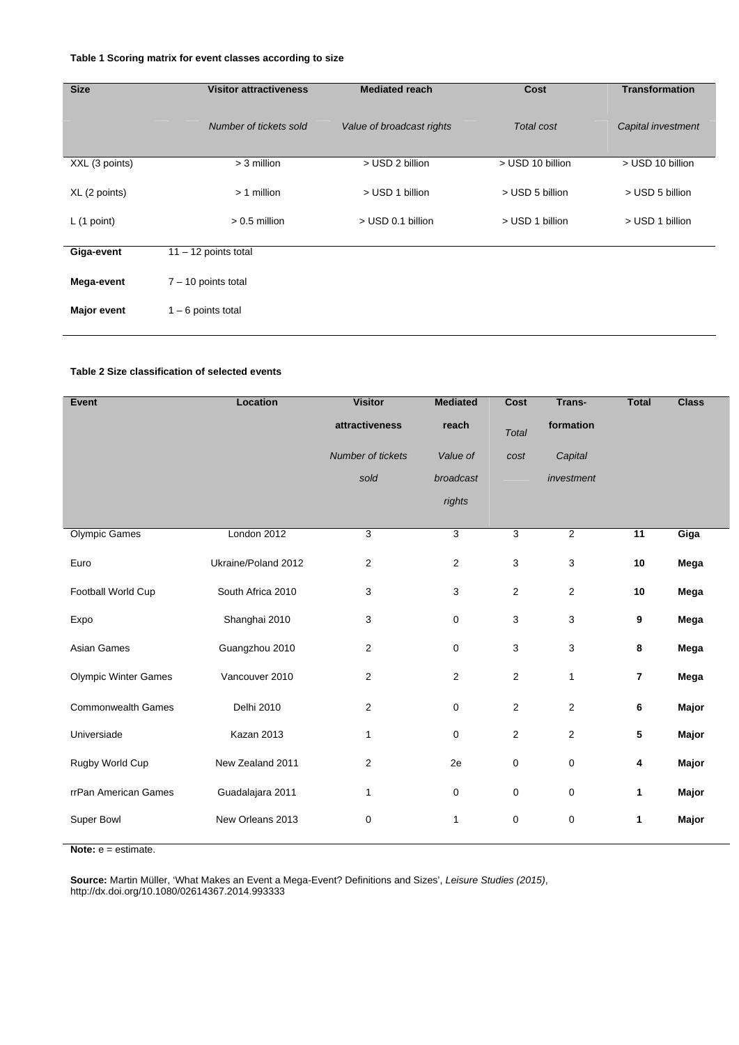**Table 1 Scoring matrix for event classes according to size**

| Size | Visitor attractiveness | Mediated reach | Cost | Transformation |
|---|---|---|---|---|
| | *Number of tickets sold* | *Value of broadcast rights* | *Total cost* | *Capital investment* |
| XXL (3 points) | > 3 million | > USD 2 billion | > USD 10 billion | > USD 10 billion |
| XL (2 points) | > 1 million | > USD 1 billion | > USD 5 billion | > USD 5 billion |
| L (1 point) | > 0.5 million | > USD 0.1 billion | > USD 1 billion | > USD 1 billion |
| **Giga-event** | 11 – 12 points total | | | |
| **Mega-event** | 7 – 10 points total | | | |
| **Major event** | 1 – 6 points total | | | |

**Table 2 Size classification of selected events**

| Event | Location | Visitor attractiveness | Mediated reach | Cost | Trans-formation | Total | Class |
|---|---|---|---|---|---|---|---|
| | | *Number of tickets sold* | *Value of broadcast rights* | *Total cost* | *Capital investment* | | |
| Olympic Games | London 2012 | 3 | 3 | 3 | 2 | **11** | **Giga** |
| Euro | Ukraine/Poland 2012 | 2 | 2 | 3 | 3 | **10** | **Mega** |
| Football World Cup | South Africa 2010 | 3 | 3 | 2 | 2 | **10** | **Mega** |
| Expo | Shanghai 2010 | 3 | 0 | 3 | 3 | **9** | **Mega** |
| Asian Games | Guangzhou 2010 | 2 | 0 | 3 | 3 | **8** | **Mega** |
| Olympic Winter Games | Vancouver 2010 | 2 | 2 | 2 | 1 | **7** | **Mega** |
| Commonwealth Games | Delhi 2010 | 2 | 0 | 2 | 2 | **6** | **Major** |
| Universiade | Kazan 2013 | 1 | 0 | 2 | 2 | **5** | **Major** |
| Rugby World Cup | New Zealand 2011 | 2 | 2e | 0 | 0 | **4** | **Major** |
| rrPan American Games | Guadalajara 2011 | 1 | 0 | 0 | 0 | **1** | **Major** |
| Super Bowl | New Orleans 2013 | 0 | 1 | 0 | 0 | **1** | **Major** |

**Note:** e = estimate.

**Source:** Martin Müller, 'What Makes an Event a Mega-Event? Definitions and Sizes', *Leisure Studies (2015)*, http://dx.doi.org/10.1080/02614367.2014.993333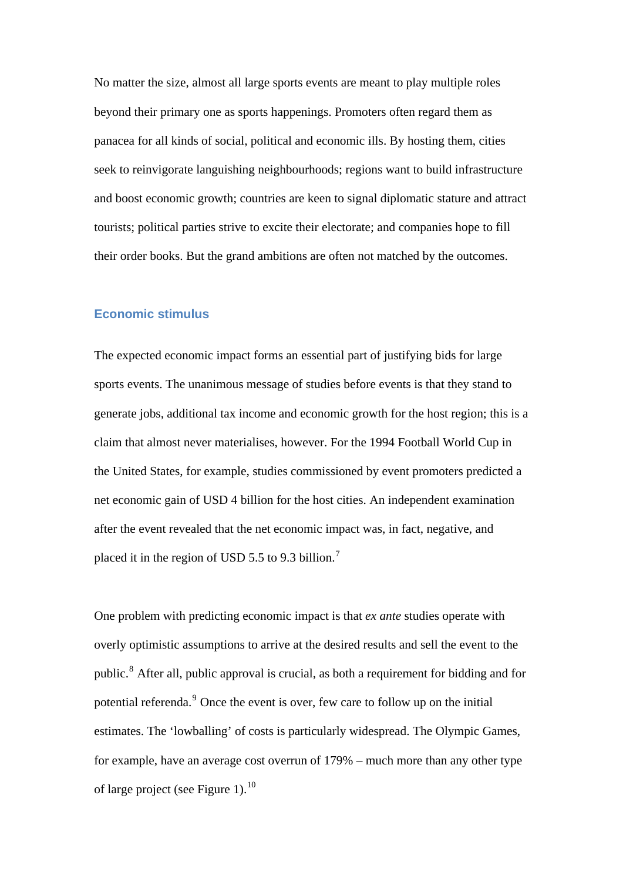No matter the size, almost all large sports events are meant to play multiple roles beyond their primary one as sports happenings. Promoters often regard them as panacea for all kinds of social, political and economic ills. By hosting them, cities seek to reinvigorate languishing neighbourhoods; regions want to build infrastructure and boost economic growth; countries are keen to signal diplomatic stature and attract tourists; political parties strive to excite their electorate; and companies hope to fill their order books. But the grand ambitions are often not matched by the outcomes.

## Economic stimulus

The expected economic impact forms an essential part of justifying bids for large sports events. The unanimous message of studies before events is that they stand to generate jobs, additional tax income and economic growth for the host region; this is a claim that almost never materialises, however. For the 1994 Football World Cup in the United States, for example, studies commissioned by event promoters predicted a net economic gain of USD 4 billion for the host cities. An independent examination after the event revealed that the net economic impact was, in fact, negative, and placed it in the region of USD 5.5 to 9.3 billion.[7]

One problem with predicting economic impact is that *ex ante* studies operate with overly optimistic assumptions to arrive at the desired results and sell the event to the public.[8] After all, public approval is crucial, as both a requirement for bidding and for potential referenda.[9] Once the event is over, few care to follow up on the initial estimates. The 'lowballing' of costs is particularly widespread. The Olympic Games, for example, have an average cost overrun of 179% – much more than any other type of large project (see Figure 1).[10]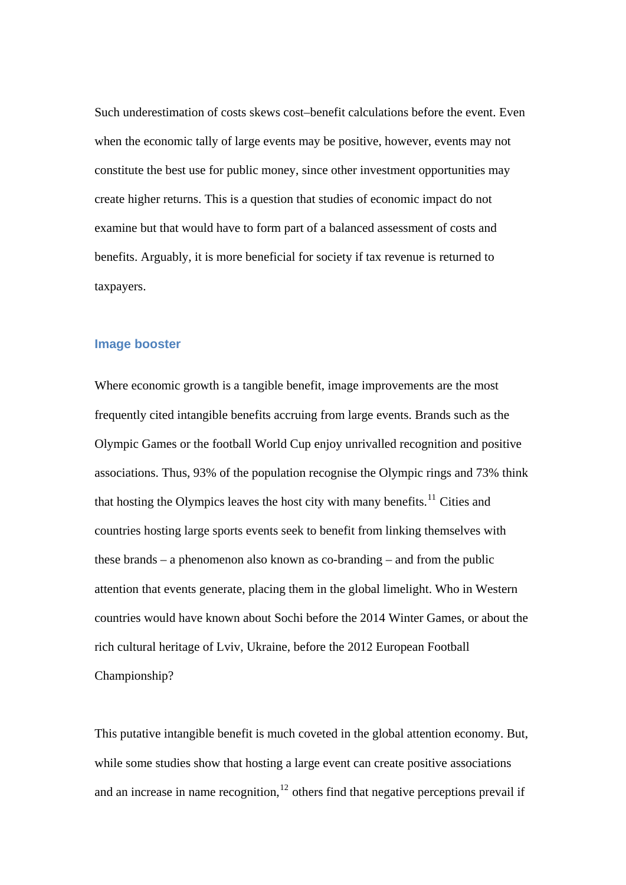Such underestimation of costs skews cost–benefit calculations before the event. Even when the economic tally of large events may be positive, however, events may not constitute the best use for public money, since other investment opportunities may create higher returns. This is a question that studies of economic impact do not examine but that would have to form part of a balanced assessment of costs and benefits. Arguably, it is more beneficial for society if tax revenue is returned to taxpayers.

## Image booster

Where economic growth is a tangible benefit, image improvements are the most frequently cited intangible benefits accruing from large events. Brands such as the Olympic Games or the football World Cup enjoy unrivalled recognition and positive associations. Thus, 93% of the population recognise the Olympic rings and 73% think that hosting the Olympics leaves the host city with many benefits.[11] Cities and countries hosting large sports events seek to benefit from linking themselves with these brands – a phenomenon also known as co-branding – and from the public attention that events generate, placing them in the global limelight. Who in Western countries would have known about Sochi before the 2014 Winter Games, or about the rich cultural heritage of Lviv, Ukraine, before the 2012 European Football Championship?

This putative intangible benefit is much coveted in the global attention economy. But, while some studies show that hosting a large event can create positive associations and an increase in name recognition,[12] others find that negative perceptions prevail if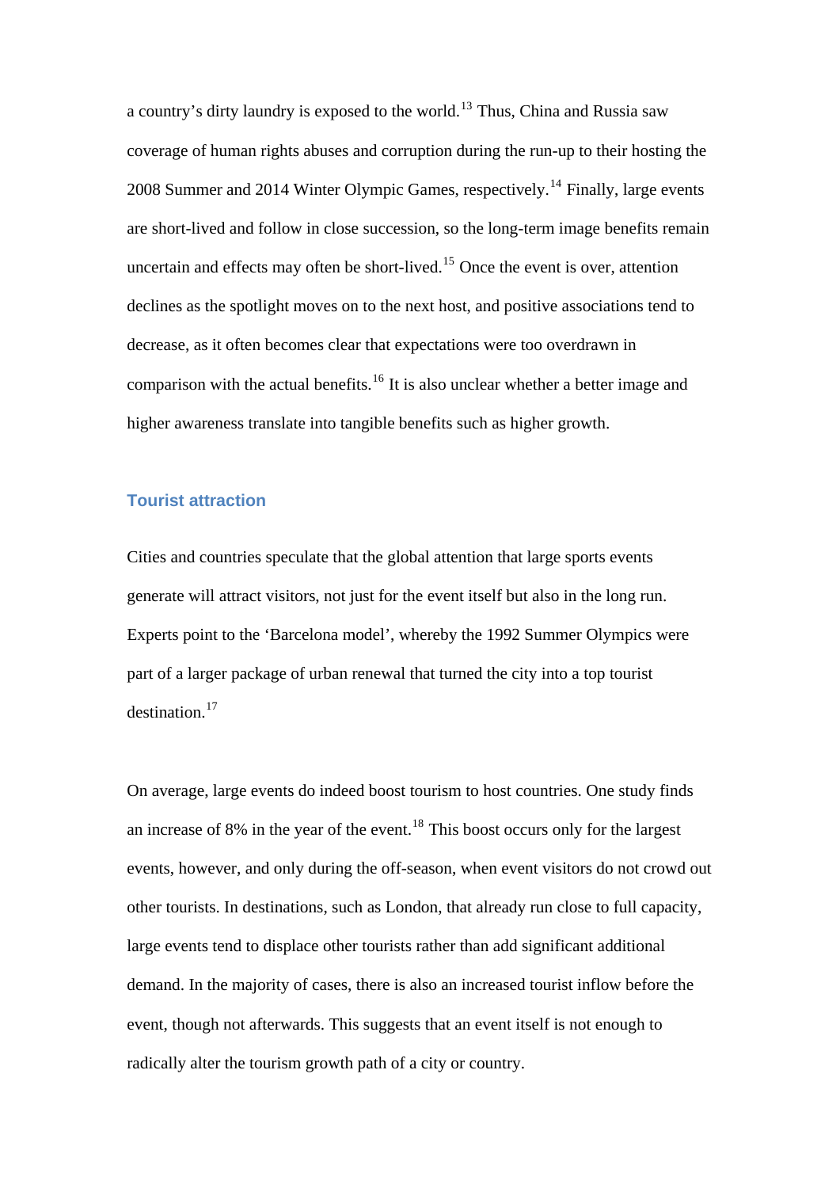a country's dirty laundry is exposed to the world.[13] Thus, China and Russia saw coverage of human rights abuses and corruption during the run-up to their hosting the 2008 Summer and 2014 Winter Olympic Games, respectively.[14] Finally, large events are short-lived and follow in close succession, so the long-term image benefits remain uncertain and effects may often be short-lived.[15] Once the event is over, attention declines as the spotlight moves on to the next host, and positive associations tend to decrease, as it often becomes clear that expectations were too overdrawn in comparison with the actual benefits.[16] It is also unclear whether a better image and higher awareness translate into tangible benefits such as higher growth.

### Tourist attraction

Cities and countries speculate that the global attention that large sports events generate will attract visitors, not just for the event itself but also in the long run. Experts point to the 'Barcelona model', whereby the 1992 Summer Olympics were part of a larger package of urban renewal that turned the city into a top tourist destination.[17]

On average, large events do indeed boost tourism to host countries. One study finds an increase of 8% in the year of the event.[18] This boost occurs only for the largest events, however, and only during the off-season, when event visitors do not crowd out other tourists. In destinations, such as London, that already run close to full capacity, large events tend to displace other tourists rather than add significant additional demand. In the majority of cases, there is also an increased tourist inflow before the event, though not afterwards. This suggests that an event itself is not enough to radically alter the tourism growth path of a city or country.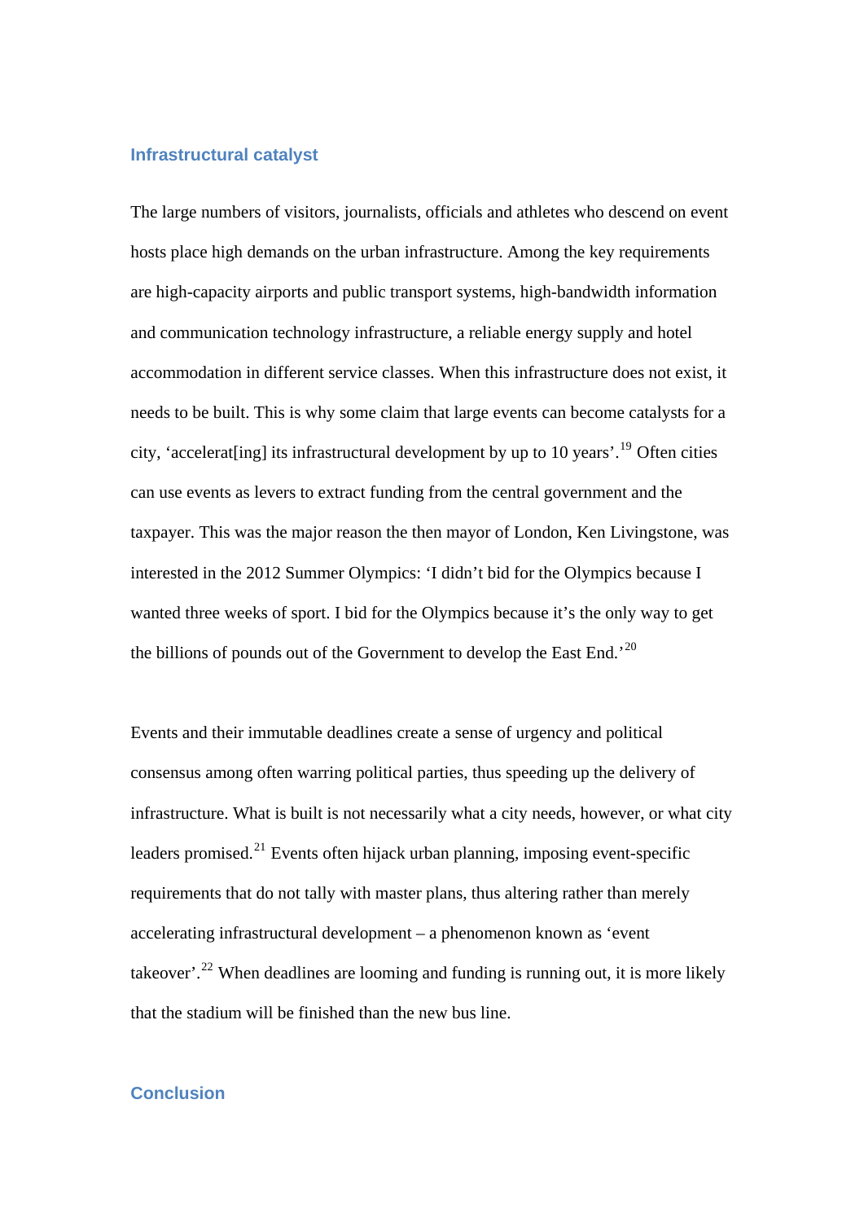## Infrastructural catalyst

The large numbers of visitors, journalists, officials and athletes who descend on event hosts place high demands on the urban infrastructure. Among the key requirements are high-capacity airports and public transport systems, high-bandwidth information and communication technology infrastructure, a reliable energy supply and hotel accommodation in different service classes. When this infrastructure does not exist, it needs to be built. This is why some claim that large events can become catalysts for a city, 'accelerat[ing] its infrastructural development by up to 10 years'.[19] Often cities can use events as levers to extract funding from the central government and the taxpayer. This was the major reason the then mayor of London, Ken Livingstone, was interested in the 2012 Summer Olympics: 'I didn't bid for the Olympics because I wanted three weeks of sport. I bid for the Olympics because it's the only way to get the billions of pounds out of the Government to develop the East End.'[20]

Events and their immutable deadlines create a sense of urgency and political consensus among often warring political parties, thus speeding up the delivery of infrastructure. What is built is not necessarily what a city needs, however, or what city leaders promised.[21] Events often hijack urban planning, imposing event-specific requirements that do not tally with master plans, thus altering rather than merely accelerating infrastructural development – a phenomenon known as 'event takeover'.[22] When deadlines are looming and funding is running out, it is more likely that the stadium will be finished than the new bus line.

## Conclusion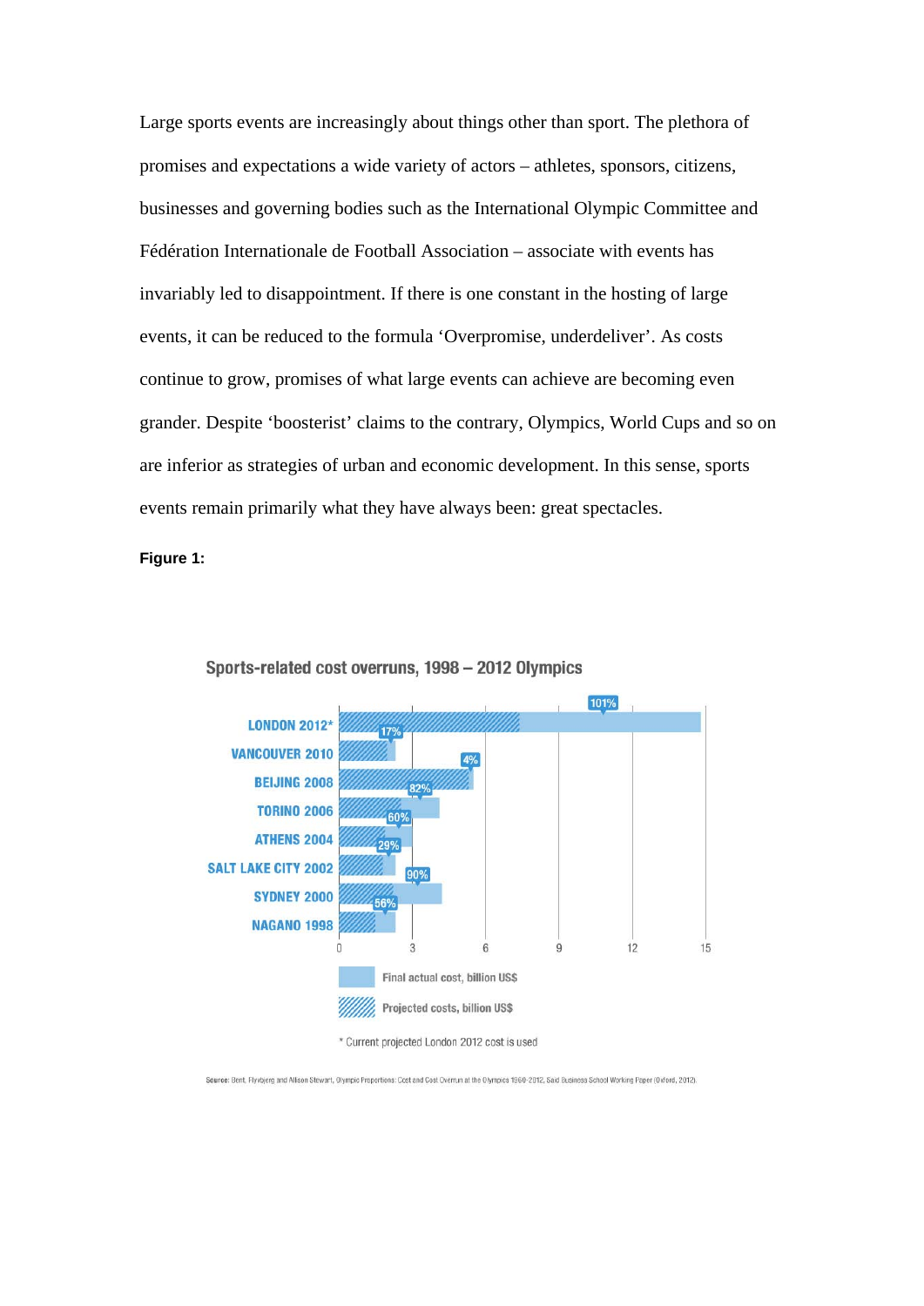Large sports events are increasingly about things other than sport. The plethora of promises and expectations a wide variety of actors – athletes, sponsors, citizens, businesses and governing bodies such as the International Olympic Committee and Fédération Internationale de Football Association – associate with events has invariably led to disappointment. If there is one constant in the hosting of large events, it can be reduced to the formula 'Overpromise, underdeliver'. As costs continue to grow, promises of what large events can achieve are becoming even grander. Despite 'boosterist' claims to the contrary, Olympics, World Cups and so on are inferior as strategies of urban and economic development. In this sense, sports events remain primarily what they have always been: great spectacles.

**Figure 1:**

Sports-related cost overruns, 1998 – 2012 Olympics

| Olympics | Cost overrun |
|---|---|
| LONDON 2012* | 101% |
| VANCOUVER 2010 | 17% |
| BEIJING 2008 | 4% |
| TORINO 2006 | 82% |
| ATHENS 2004 | 60% |
| SALT LAKE CITY 2002 | 29% |
| SYDNEY 2000 | 90% |
| NAGANO 1998 | 56% |

Axis: 0, 3, 6, 9, 12, 15

Final actual cost, billion US$

Projected costs, billion US$

* Current projected London 2012 cost is used

Source: Bent Flyvbjerg and Allison Stewart, Olympic Proportions: Cost and Cost Overrun at the Olympics 1960-2012, Saïd Business School Working Paper (Oxford, 2012).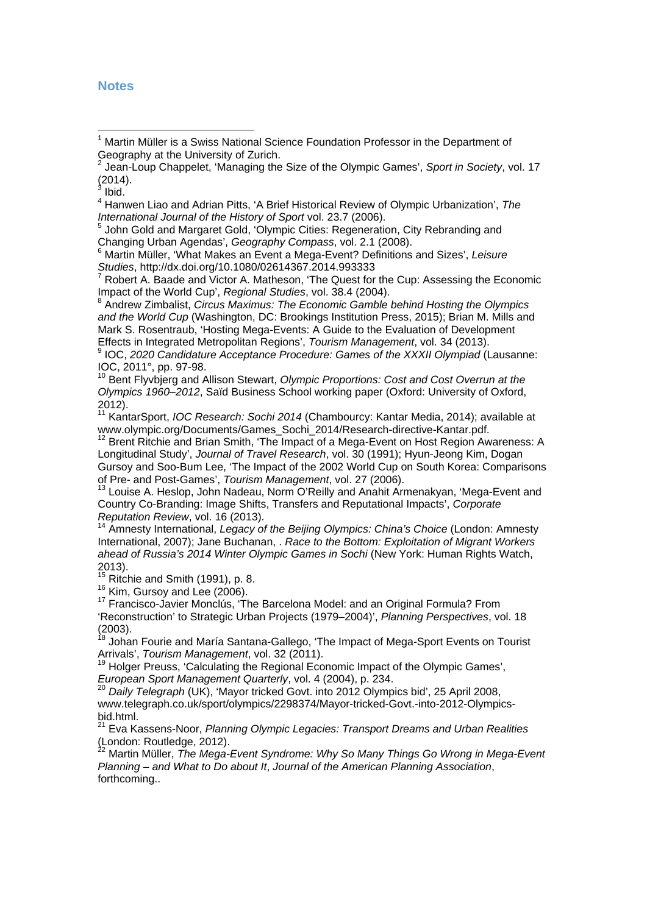## Notes

[1] Martin Müller is a Swiss National Science Foundation Professor in the Department of Geography at the University of Zurich.

[2] Jean-Loup Chappelet, 'Managing the Size of the Olympic Games', *Sport in Society*, vol. 17 (2014).

[3] Ibid.

[4] Hanwen Liao and Adrian Pitts, 'A Brief Historical Review of Olympic Urbanization', *The International Journal of the History of Sport* vol. 23.7 (2006).

[5] John Gold and Margaret Gold, 'Olympic Cities: Regeneration, City Rebranding and Changing Urban Agendas', *Geography Compass*, vol. 2.1 (2008).

[6] Martin Müller, 'What Makes an Event a Mega-Event? Definitions and Sizes', *Leisure Studies*, http://dx.doi.org/10.1080/02614367.2014.993333

[7] Robert A. Baade and Victor A. Matheson, 'The Quest for the Cup: Assessing the Economic Impact of the World Cup', *Regional Studies*, vol. 38.4 (2004).

[8] Andrew Zimbalist, *Circus Maximus: The Economic Gamble behind Hosting the Olympics and the World Cup* (Washington, DC: Brookings Institution Press, 2015); Brian M. Mills and Mark S. Rosentraub, 'Hosting Mega-Events: A Guide to the Evaluation of Development Effects in Integrated Metropolitan Regions', *Tourism Management*, vol. 34 (2013).

[9] IOC, *2020 Candidature Acceptance Procedure: Games of the XXXII Olympiad* (Lausanne: IOC, 2011°, pp. 97-98.

[10] Bent Flyvbjerg and Allison Stewart, *Olympic Proportions: Cost and Cost Overrun at the Olympics 1960–2012*, Saïd Business School working paper (Oxford: University of Oxford, 2012).

[11] KantarSport, *IOC Research: Sochi 2014* (Chambourcy: Kantar Media, 2014); available at www.olympic.org/Documents/Games_Sochi_2014/Research-directive-Kantar.pdf.

[12] Brent Ritchie and Brian Smith, 'The Impact of a Mega-Event on Host Region Awareness: A Longitudinal Study', *Journal of Travel Research*, vol. 30 (1991); Hyun-Jeong Kim, Dogan Gursoy and Soo-Bum Lee, 'The Impact of the 2002 World Cup on South Korea: Comparisons of Pre- and Post-Games', *Tourism Management*, vol. 27 (2006).

[13] Louise A. Heslop, John Nadeau, Norm O'Reilly and Anahit Armenakyan, 'Mega-Event and Country Co-Branding: Image Shifts, Transfers and Reputational Impacts', *Corporate Reputation Review*, vol. 16 (2013).

[14] Amnesty International, *Legacy of the Beijing Olympics: China's Choice* (London: Amnesty International, 2007); Jane Buchanan, . *Race to the Bottom: Exploitation of Migrant Workers ahead of Russia's 2014 Winter Olympic Games in Sochi* (New York: Human Rights Watch, 2013).

[15] Ritchie and Smith (1991), p. 8.

[16] Kim, Gursoy and Lee (2006).

[17] Francisco-Javier Monclús, 'The Barcelona Model: and an Original Formula? From 'Reconstruction' to Strategic Urban Projects (1979–2004)', *Planning Perspectives*, vol. 18 (2003).

[18] Johan Fourie and María Santana-Gallego, 'The Impact of Mega-Sport Events on Tourist Arrivals', *Tourism Management*, vol. 32 (2011).

[19] Holger Preuss, 'Calculating the Regional Economic Impact of the Olympic Games', *European Sport Management Quarterly*, vol. 4 (2004), p. 234.

[20] *Daily Telegraph* (UK), 'Mayor tricked Govt. into 2012 Olympics bid', 25 April 2008, www.telegraph.co.uk/sport/olympics/2298374/Mayor-tricked-Govt.-into-2012-Olympics-bid.html.

[21] Eva Kassens-Noor, *Planning Olympic Legacies: Transport Dreams and Urban Realities* (London: Routledge, 2012).

[22] Martin Müller, *The Mega-Event Syndrome: Why So Many Things Go Wrong in Mega-Event Planning – and What to Do about It*, *Journal of the American Planning Association*, forthcoming..